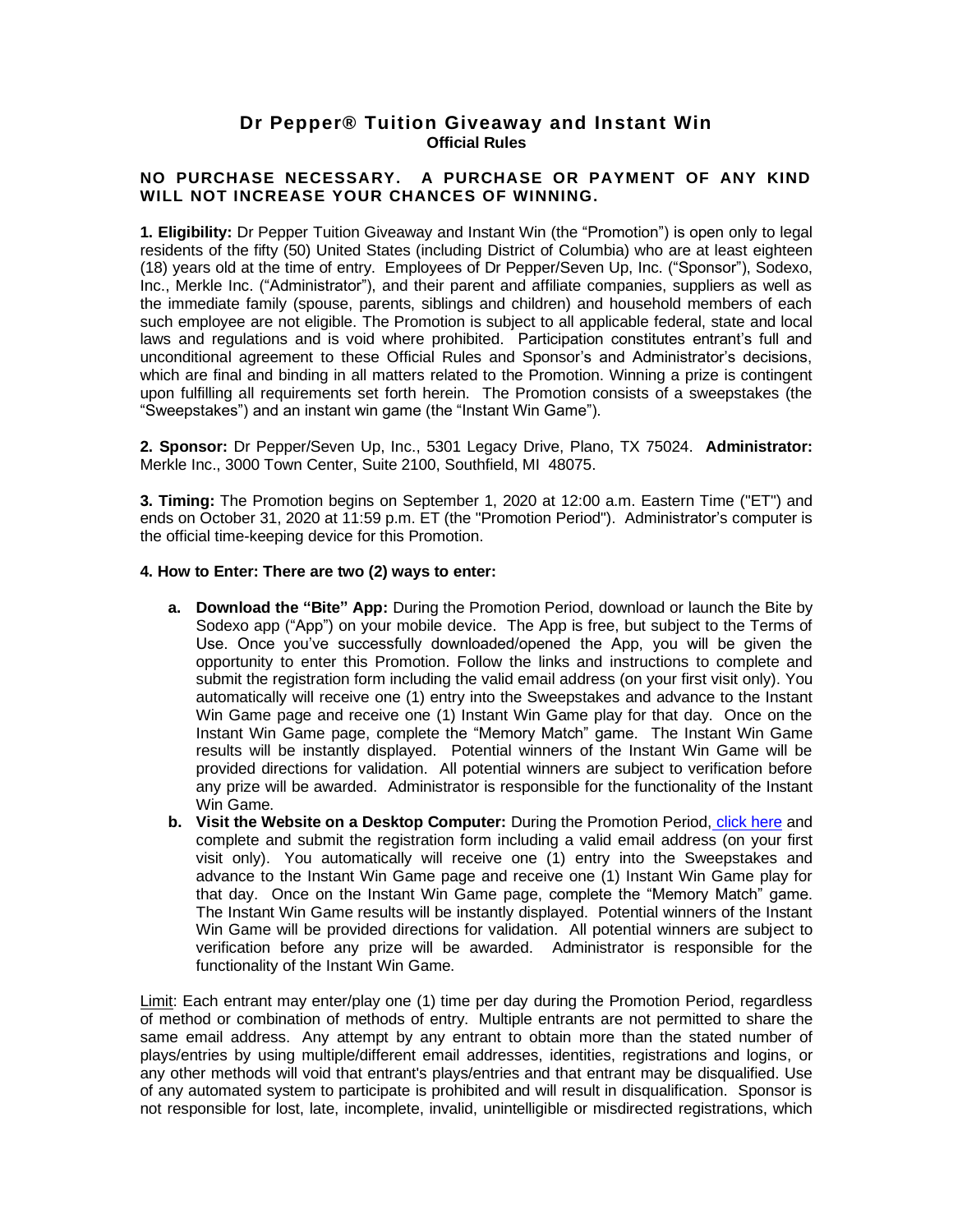# Dr Pepper® Tuition Giveaway and Instant Win

**Official Rules**

**NO PURCHASE NECESSARY. A PURCHASE OR PAYMENT OF ANY KIND WILL NOT INCREASE YOUR CHANCES OF WINNING.**

**1. Eligibility:** Dr Pepper Tuition Giveaway and Instant Win (the "Promotion") is open only to legal residents of the fifty (50) United States (including District of Columbia) who are at least eighteen (18) years old at the time of entry. Employees of Dr Pepper/Seven Up, Inc. ("Sponsor"), Sodexo, Inc., Merkle Inc. ("Administrator"), and their parent and affiliate companies, suppliers as well as the immediate family (spouse, parents, siblings and children) and household members of each such employee are not eligible. The Promotion is subject to all applicable federal, state and local laws and regulations and is void where prohibited. Participation constitutes entrant's full and unconditional agreement to these Official Rules and Sponsor's and Administrator's decisions, which are final and binding in all matters related to the Promotion. Winning a prize is contingent upon fulfilling all requirements set forth herein. The Promotion consists of a sweepstakes (the "Sweepstakes") and an instant win game (the "Instant Win Game").

**2. Sponsor:** Dr Pepper/Seven Up, Inc., 5301 Legacy Drive, Plano, TX 75024. **Administrator:** Merkle Inc., 3000 Town Center, Suite 2100, Southfield, MI 48075.

**3. Timing:** The Promotion begins on September 1, 2020 at 12:00 a.m. Eastern Time ("ET") and ends on October 31, 2020 at 11:59 p.m. ET (the "Promotion Period"). Administrator's computer is the official time-keeping device for this Promotion.

**4. How to Enter: There are two (2) ways to enter:**

a. **Download the "Bite" App:** During the Promotion Period, download or launch the Bite by Sodexo app ("App") on your mobile device. The App is free, but subject to the Terms of Use. Once you've successfully downloaded/opened the App, you will be given the opportunity to enter this Promotion. Follow the links and instructions to complete and submit the registration form including the valid email address (on your first visit only). You automatically will receive one (1) entry into the Sweepstakes and advance to the Instant Win Game page and receive one (1) Instant Win Game play for that day. Once on the Instant Win Game page, complete the "Memory Match" game. The Instant Win Game results will be instantly displayed. Potential winners of the Instant Win Game will be provided directions for validation. All potential winners are subject to verification before any prize will be awarded. Administrator is responsible for the functionality of the Instant Win Game.

b. **Visit the Website on a Desktop Computer:** During the Promotion Period, click here and complete and submit the registration form including a valid email address (on your first visit only). You automatically will receive one (1) entry into the Sweepstakes and advance to the Instant Win Game page and receive one (1) Instant Win Game play for that day. Once on the Instant Win Game page, complete the "Memory Match" game. The Instant Win Game results will be instantly displayed. Potential winners of the Instant Win Game will be provided directions for validation. All potential winners are subject to verification before any prize will be awarded. Administrator is responsible for the functionality of the Instant Win Game.

Limit: Each entrant may enter/play one (1) time per day during the Promotion Period, regardless of method or combination of methods of entry. Multiple entrants are not permitted to share the same email address. Any attempt by any entrant to obtain more than the stated number of plays/entries by using multiple/different email addresses, identities, registrations and logins, or any other methods will void that entrant's plays/entries and that entrant may be disqualified. Use of any automated system to participate is prohibited and will result in disqualification. Sponsor is not responsible for lost, late, incomplete, invalid, unintelligible or misdirected registrations, which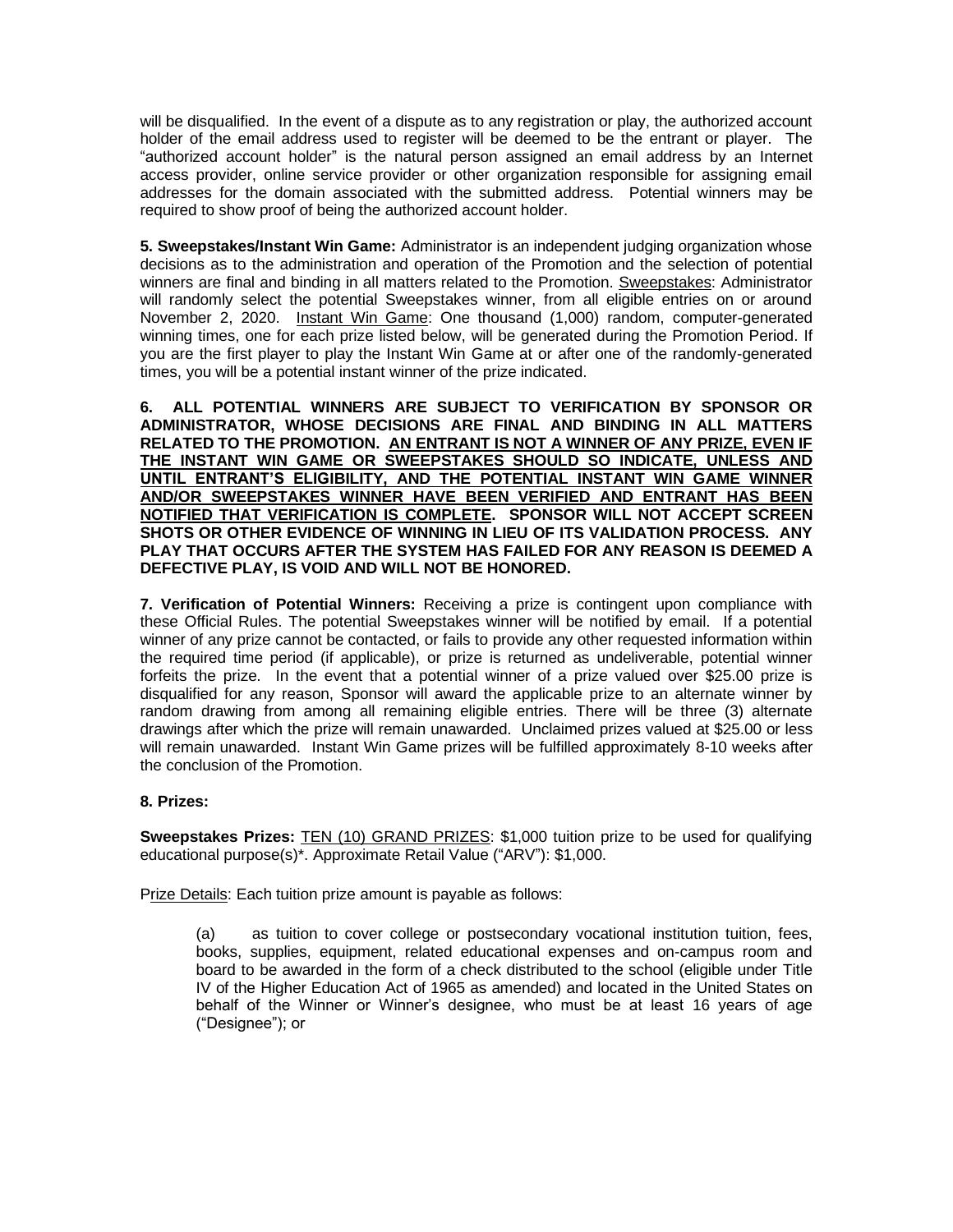will be disqualified. In the event of a dispute as to any registration or play, the authorized account holder of the email address used to register will be deemed to be the entrant or player. The "authorized account holder" is the natural person assigned an email address by an Internet access provider, online service provider or other organization responsible for assigning email addresses for the domain associated with the submitted address. Potential winners may be required to show proof of being the authorized account holder.

**5. Sweepstakes/Instant Win Game:** Administrator is an independent judging organization whose decisions as to the administration and operation of the Promotion and the selection of potential winners are final and binding in all matters related to the Promotion. Sweepstakes: Administrator will randomly select the potential Sweepstakes winner, from all eligible entries on or around November 2, 2020. Instant Win Game: One thousand (1,000) random, computer-generated winning times, one for each prize listed below, will be generated during the Promotion Period. If you are the first player to play the Instant Win Game at or after one of the randomly-generated times, you will be a potential instant winner of the prize indicated.

**6. ALL POTENTIAL WINNERS ARE SUBJECT TO VERIFICATION BY SPONSOR OR ADMINISTRATOR, WHOSE DECISIONS ARE FINAL AND BINDING IN ALL MATTERS RELATED TO THE PROMOTION. AN ENTRANT IS NOT A WINNER OF ANY PRIZE, EVEN IF THE INSTANT WIN GAME OR SWEEPSTAKES SHOULD SO INDICATE, UNLESS AND UNTIL ENTRANT'S ELIGIBILITY, AND THE POTENTIAL INSTANT WIN GAME WINNER AND/OR SWEEPSTAKES WINNER HAVE BEEN VERIFIED AND ENTRANT HAS BEEN NOTIFIED THAT VERIFICATION IS COMPLETE. SPONSOR WILL NOT ACCEPT SCREEN SHOTS OR OTHER EVIDENCE OF WINNING IN LIEU OF ITS VALIDATION PROCESS. ANY PLAY THAT OCCURS AFTER THE SYSTEM HAS FAILED FOR ANY REASON IS DEEMED A DEFECTIVE PLAY, IS VOID AND WILL NOT BE HONORED.**

**7. Verification of Potential Winners:** Receiving a prize is contingent upon compliance with these Official Rules. The potential Sweepstakes winner will be notified by email. If a potential winner of any prize cannot be contacted, or fails to provide any other requested information within the required time period (if applicable), or prize is returned as undeliverable, potential winner forfeits the prize. In the event that a potential winner of a prize valued over $25.00 prize is disqualified for any reason, Sponsor will award the applicable prize to an alternate winner by random drawing from among all remaining eligible entries. There will be three (3) alternate drawings after which the prize will remain unawarded. Unclaimed prizes valued at $25.00 or less will remain unawarded. Instant Win Game prizes will be fulfilled approximately 8-10 weeks after the conclusion of the Promotion.

**8. Prizes:**

**Sweepstakes Prizes:** TEN (10) GRAND PRIZES: $1,000 tuition prize to be used for qualifying educational purpose(s)*. Approximate Retail Value ("ARV"): $1,000.

Prize Details: Each tuition prize amount is payable as follows:

(a) as tuition to cover college or postsecondary vocational institution tuition, fees, books, supplies, equipment, related educational expenses and on-campus room and board to be awarded in the form of a check distributed to the school (eligible under Title IV of the Higher Education Act of 1965 as amended) and located in the United States on behalf of the Winner or Winner's designee, who must be at least 16 years of age ("Designee"); or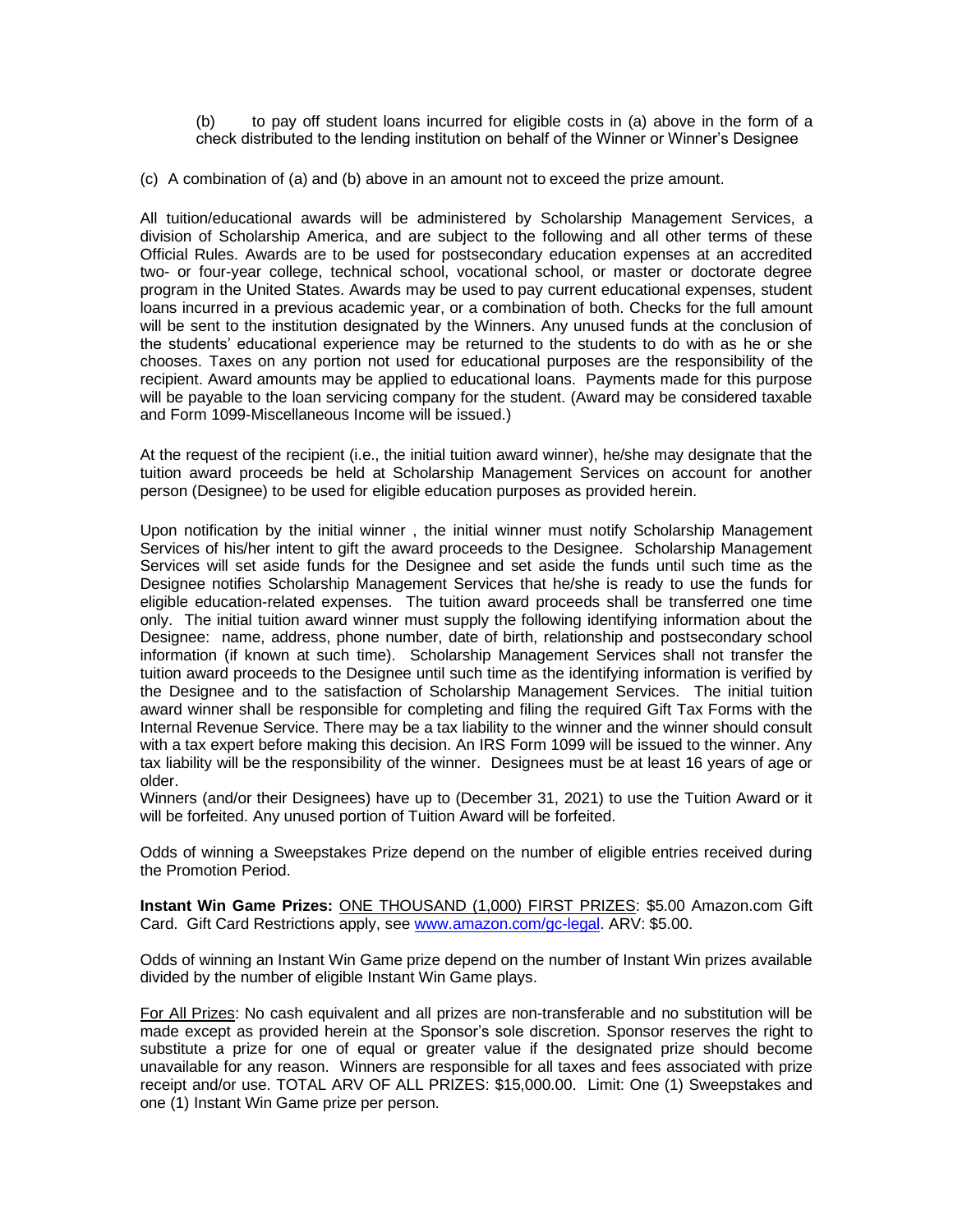(b) to pay off student loans incurred for eligible costs in (a) above in the form of a check distributed to the lending institution on behalf of the Winner or Winner's Designee

(c) A combination of (a) and (b) above in an amount not to exceed the prize amount.

All tuition/educational awards will be administered by Scholarship Management Services, a division of Scholarship America, and are subject to the following and all other terms of these Official Rules. Awards are to be used for postsecondary education expenses at an accredited two- or four-year college, technical school, vocational school, or master or doctorate degree program in the United States. Awards may be used to pay current educational expenses, student loans incurred in a previous academic year, or a combination of both. Checks for the full amount will be sent to the institution designated by the Winners. Any unused funds at the conclusion of the students' educational experience may be returned to the students to do with as he or she chooses. Taxes on any portion not used for educational purposes are the responsibility of the recipient. Award amounts may be applied to educational loans. Payments made for this purpose will be payable to the loan servicing company for the student. (Award may be considered taxable and Form 1099-Miscellaneous Income will be issued.)

At the request of the recipient (i.e., the initial tuition award winner), he/she may designate that the tuition award proceeds be held at Scholarship Management Services on account for another person (Designee) to be used for eligible education purposes as provided herein.

Upon notification by the initial winner , the initial winner must notify Scholarship Management Services of his/her intent to gift the award proceeds to the Designee. Scholarship Management Services will set aside funds for the Designee and set aside the funds until such time as the Designee notifies Scholarship Management Services that he/she is ready to use the funds for eligible education-related expenses. The tuition award proceeds shall be transferred one time only. The initial tuition award winner must supply the following identifying information about the Designee: name, address, phone number, date of birth, relationship and postsecondary school information (if known at such time). Scholarship Management Services shall not transfer the tuition award proceeds to the Designee until such time as the identifying information is verified by the Designee and to the satisfaction of Scholarship Management Services. The initial tuition award winner shall be responsible for completing and filing the required Gift Tax Forms with the Internal Revenue Service. There may be a tax liability to the winner and the winner should consult with a tax expert before making this decision. An IRS Form 1099 will be issued to the winner. Any tax liability will be the responsibility of the winner. Designees must be at least 16 years of age or older.

Winners (and/or their Designees) have up to (December 31, 2021) to use the Tuition Award or it will be forfeited. Any unused portion of Tuition Award will be forfeited.

Odds of winning a Sweepstakes Prize depend on the number of eligible entries received during the Promotion Period.

**Instant Win Game Prizes:** ONE THOUSAND (1,000) FIRST PRIZES: $5.00 Amazon.com Gift Card. Gift Card Restrictions apply, see [www.amazon.com/gc-legal](www.amazon.com/gc-legal). ARV: $5.00.

Odds of winning an Instant Win Game prize depend on the number of Instant Win prizes available divided by the number of eligible Instant Win Game plays.

For All Prizes: No cash equivalent and all prizes are non-transferable and no substitution will be made except as provided herein at the Sponsor's sole discretion. Sponsor reserves the right to substitute a prize for one of equal or greater value if the designated prize should become unavailable for any reason. Winners are responsible for all taxes and fees associated with prize receipt and/or use. TOTAL ARV OF ALL PRIZES: $15,000.00. Limit: One (1) Sweepstakes and one (1) Instant Win Game prize per person.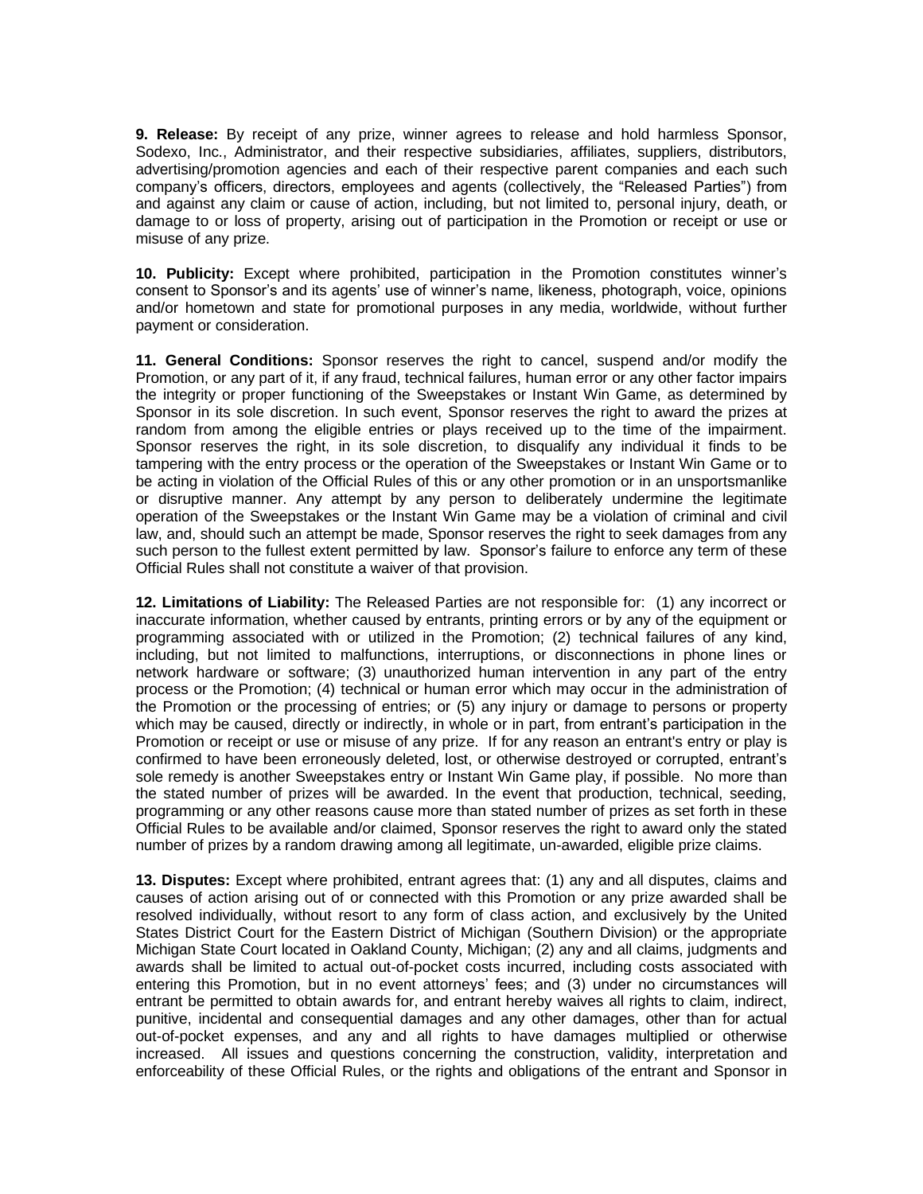**9. Release:** By receipt of any prize, winner agrees to release and hold harmless Sponsor, Sodexo, Inc., Administrator, and their respective subsidiaries, affiliates, suppliers, distributors, advertising/promotion agencies and each of their respective parent companies and each such company's officers, directors, employees and agents (collectively, the "Released Parties") from and against any claim or cause of action, including, but not limited to, personal injury, death, or damage to or loss of property, arising out of participation in the Promotion or receipt or use or misuse of any prize.

**10. Publicity:** Except where prohibited, participation in the Promotion constitutes winner's consent to Sponsor's and its agents' use of winner's name, likeness, photograph, voice, opinions and/or hometown and state for promotional purposes in any media, worldwide, without further payment or consideration.

**11. General Conditions:** Sponsor reserves the right to cancel, suspend and/or modify the Promotion, or any part of it, if any fraud, technical failures, human error or any other factor impairs the integrity or proper functioning of the Sweepstakes or Instant Win Game, as determined by Sponsor in its sole discretion. In such event, Sponsor reserves the right to award the prizes at random from among the eligible entries or plays received up to the time of the impairment. Sponsor reserves the right, in its sole discretion, to disqualify any individual it finds to be tampering with the entry process or the operation of the Sweepstakes or Instant Win Game or to be acting in violation of the Official Rules of this or any other promotion or in an unsportsmanlike or disruptive manner. Any attempt by any person to deliberately undermine the legitimate operation of the Sweepstakes or the Instant Win Game may be a violation of criminal and civil law, and, should such an attempt be made, Sponsor reserves the right to seek damages from any such person to the fullest extent permitted by law. Sponsor's failure to enforce any term of these Official Rules shall not constitute a waiver of that provision.

**12. Limitations of Liability:** The Released Parties are not responsible for: (1) any incorrect or inaccurate information, whether caused by entrants, printing errors or by any of the equipment or programming associated with or utilized in the Promotion; (2) technical failures of any kind, including, but not limited to malfunctions, interruptions, or disconnections in phone lines or network hardware or software; (3) unauthorized human intervention in any part of the entry process or the Promotion; (4) technical or human error which may occur in the administration of the Promotion or the processing of entries; or (5) any injury or damage to persons or property which may be caused, directly or indirectly, in whole or in part, from entrant's participation in the Promotion or receipt or use or misuse of any prize. If for any reason an entrant's entry or play is confirmed to have been erroneously deleted, lost, or otherwise destroyed or corrupted, entrant's sole remedy is another Sweepstakes entry or Instant Win Game play, if possible. No more than the stated number of prizes will be awarded. In the event that production, technical, seeding, programming or any other reasons cause more than stated number of prizes as set forth in these Official Rules to be available and/or claimed, Sponsor reserves the right to award only the stated number of prizes by a random drawing among all legitimate, un-awarded, eligible prize claims.

**13. Disputes:** Except where prohibited, entrant agrees that: (1) any and all disputes, claims and causes of action arising out of or connected with this Promotion or any prize awarded shall be resolved individually, without resort to any form of class action, and exclusively by the United States District Court for the Eastern District of Michigan (Southern Division) or the appropriate Michigan State Court located in Oakland County, Michigan; (2) any and all claims, judgments and awards shall be limited to actual out-of-pocket costs incurred, including costs associated with entering this Promotion, but in no event attorneys' fees; and (3) under no circumstances will entrant be permitted to obtain awards for, and entrant hereby waives all rights to claim, indirect, punitive, incidental and consequential damages and any other damages, other than for actual out-of-pocket expenses, and any and all rights to have damages multiplied or otherwise increased. All issues and questions concerning the construction, validity, interpretation and enforceability of these Official Rules, or the rights and obligations of the entrant and Sponsor in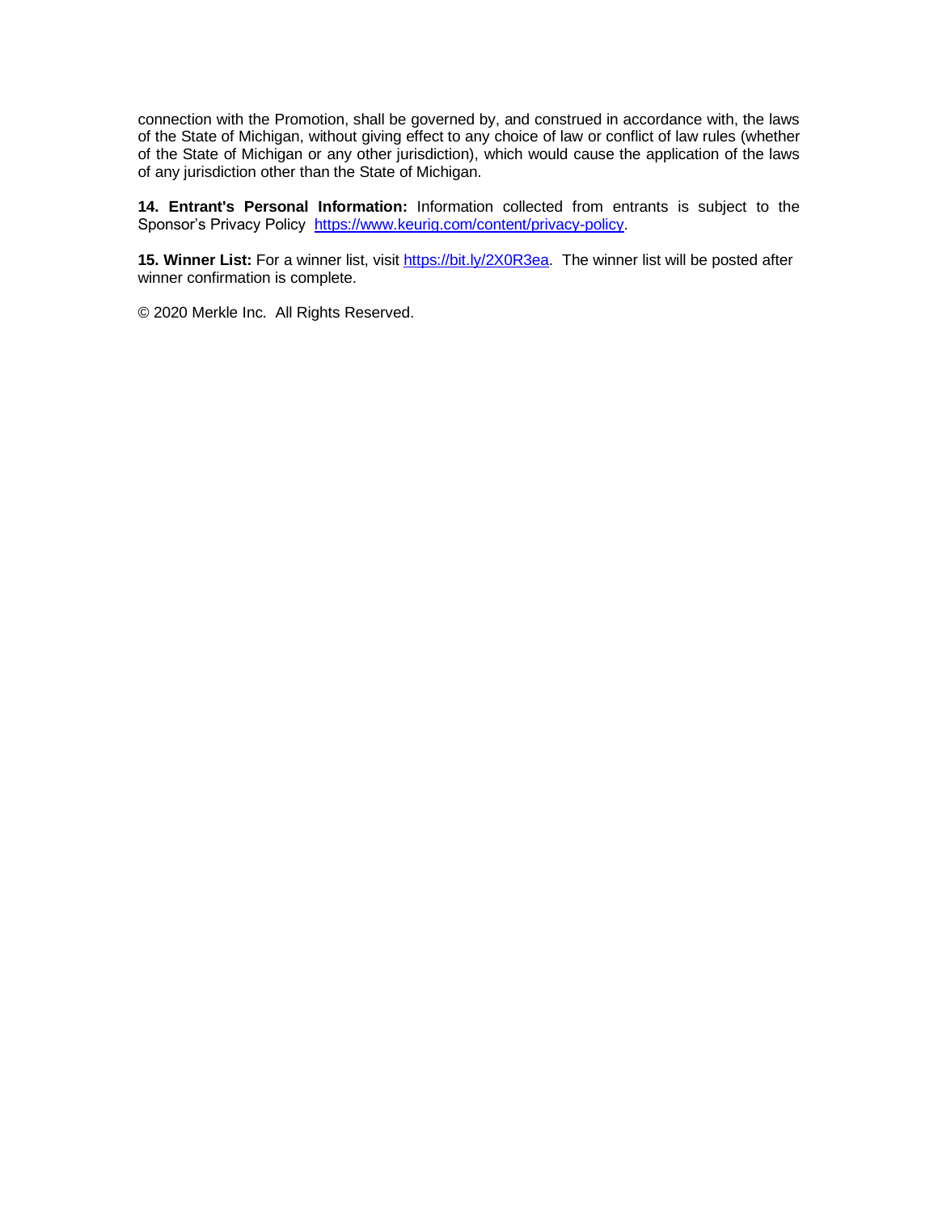connection with the Promotion, shall be governed by, and construed in accordance with, the laws of the State of Michigan, without giving effect to any choice of law or conflict of law rules (whether of the State of Michigan or any other jurisdiction), which would cause the application of the laws of any jurisdiction other than the State of Michigan.

**14. Entrant's Personal Information:** Information collected from entrants is subject to the Sponsor's Privacy Policy [https://www.keurig.com/content/privacy-policy](https://www.keurig.com/content/privacy-policy).

**15. Winner List:** For a winner list, visit [https://bit.ly/2X0R3ea](https://bit.ly/2X0R3ea). The winner list will be posted after winner confirmation is complete.

© 2020 Merkle Inc. All Rights Reserved.